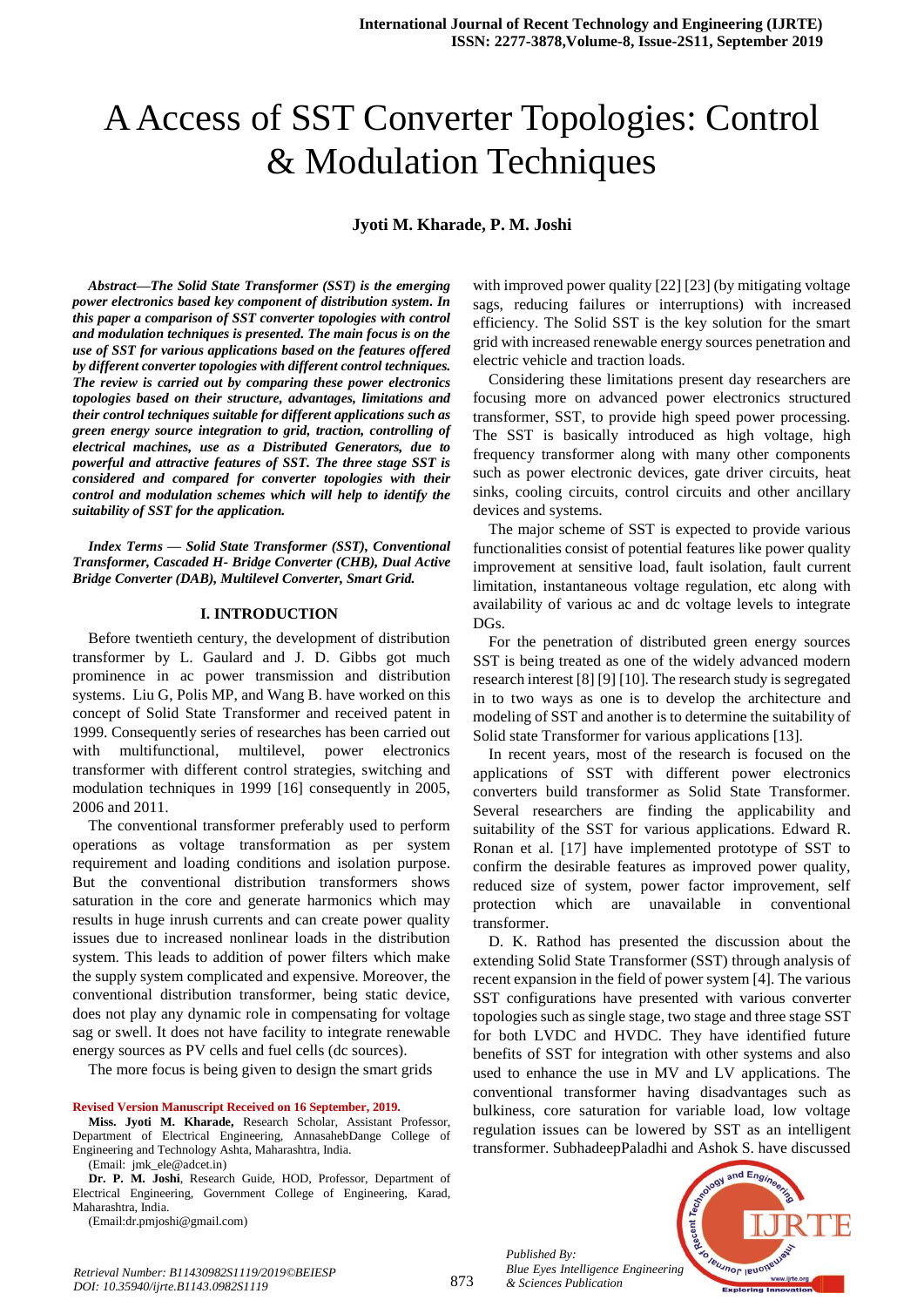# A Access of SST Converter Topologies: Control & Modulation Techniques

**Jyoti M. Kharade, P. M. Joshi**

***Abstract—The Solid State Transformer (SST) is the emerging power electronics based key component of distribution system. In this paper a comparison of SST converter topologies with control and modulation techniques is presented. The main focus is on the use of SST for various applications based on the features offered by different converter topologies with different control techniques. The review is carried out by comparing these power electronics topologies based on their structure, advantages, limitations and their control techniques suitable for different applications such as green energy source integration to grid, traction, controlling of electrical machines, use as a Distributed Generators, due to powerful and attractive features of SST. The three stage SST is considered and compared for converter topologies with their control and modulation schemes which will help to identify the suitability of SST for the application.***

***Index Terms — Solid State Transformer (SST), Conventional Transformer, Cascaded H- Bridge Converter (CHB), Dual Active Bridge Converter (DAB), Multilevel Converter, Smart Grid.***

## I. INTRODUCTION

Before twentieth century, the development of distribution transformer by L. Gaulard and J. D. Gibbs got much prominence in ac power transmission and distribution systems. Liu G, Polis MP, and Wang B. have worked on this concept of Solid State Transformer and received patent in 1999. Consequently series of researches has been carried out with multifunctional, multilevel, power electronics transformer with different control strategies, switching and modulation techniques in 1999 [16] consequently in 2005, 2006 and 2011.

The conventional transformer preferably used to perform operations as voltage transformation as per system requirement and loading conditions and isolation purpose. But the conventional distribution transformers shows saturation in the core and generate harmonics which may results in huge inrush currents and can create power quality issues due to increased nonlinear loads in the distribution system. This leads to addition of power filters which make the supply system complicated and expensive. Moreover, the conventional distribution transformer, being static device, does not play any dynamic role in compensating for voltage sag or swell. It does not have facility to integrate renewable energy sources as PV cells and fuel cells (dc sources).

The more focus is being given to design the smart grids with improved power quality [22] [23] (by mitigating voltage sags, reducing failures or interruptions) with increased efficiency. The Solid SST is the key solution for the smart grid with increased renewable energy sources penetration and electric vehicle and traction loads.

Considering these limitations present day researchers are focusing more on advanced power electronics structured transformer, SST, to provide high speed power processing. The SST is basically introduced as high voltage, high frequency transformer along with many other components such as power electronic devices, gate driver circuits, heat sinks, cooling circuits, control circuits and other ancillary devices and systems.

The major scheme of SST is expected to provide various functionalities consist of potential features like power quality improvement at sensitive load, fault isolation, fault current limitation, instantaneous voltage regulation, etc along with availability of various ac and dc voltage levels to integrate DGs.

For the penetration of distributed green energy sources SST is being treated as one of the widely advanced modern research interest [8] [9] [10]. The research study is segregated in to two ways as one is to develop the architecture and modeling of SST and another is to determine the suitability of Solid state Transformer for various applications [13].

In recent years, most of the research is focused on the applications of SST with different power electronics converters build transformer as Solid State Transformer. Several researchers are finding the applicability and suitability of the SST for various applications. Edward R. Ronan et al. [17] have implemented prototype of SST to confirm the desirable features as improved power quality, reduced size of system, power factor improvement, self protection which are unavailable in conventional transformer.

D. K. Rathod has presented the discussion about the extending Solid State Transformer (SST) through analysis of recent expansion in the field of power system [4]. The various SST configurations have presented with various converter topologies such as single stage, two stage and three stage SST for both LVDC and HVDC. They have identified future benefits of SST for integration with other systems and also used to enhance the use in MV and LV applications. The conventional transformer having disadvantages such as bulkiness, core saturation for variable load, low voltage regulation issues can be lowered by SST as an intelligent transformer. SubhadeepPaladhi and Ashok S. have discussed

**Revised Version Manuscript Received on 16 September, 2019.**

**Miss. Jyoti M. Kharade,** Research Scholar, Assistant Professor, Department of Electrical Engineering, AnnasahebDange College of Engineering and Technology Ashta, Maharashtra, India.

(Email: jmk_ele@adcet.in)

**Dr. P. M. Joshi**, Research Guide, HOD, Professor, Department of Electrical Engineering, Government College of Engineering, Karad, Maharashtra, India.

(Email:dr.pmjoshi@gmail.com)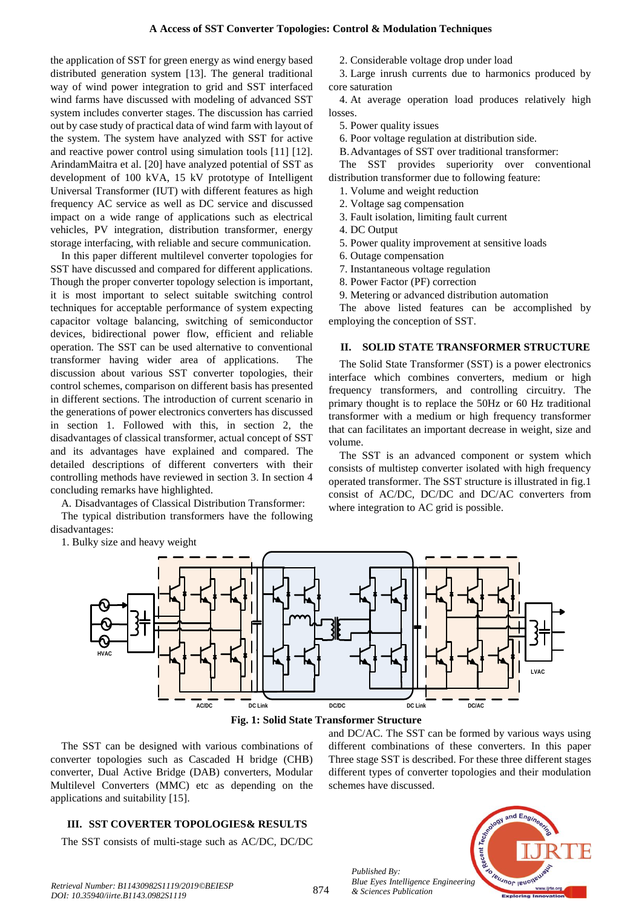the application of SST for green energy as wind energy based distributed generation system [13]. The general traditional way of wind power integration to grid and SST interfaced wind farms have discussed with modeling of advanced SST system includes converter stages. The discussion has carried out by case study of practical data of wind farm with layout of the system. The system have analyzed with SST for active and reactive power control using simulation tools [11] [12]. ArindamMaitra et al. [20] have analyzed potential of SST as development of 100 kVA, 15 kV prototype of Intelligent Universal Transformer (IUT) with different features as high frequency AC service as well as DC service and discussed impact on a wide range of applications such as electrical vehicles, PV integration, distribution transformer, energy storage interfacing, with reliable and secure communication.

In this paper different multilevel converter topologies for SST have discussed and compared for different applications. Though the proper converter topology selection is important, it is most important to select suitable switching control techniques for acceptable performance of system expecting capacitor voltage balancing, switching of semiconductor devices, bidirectional power flow, efficient and reliable operation. The SST can be used alternative to conventional transformer having wider area of applications. The discussion about various SST converter topologies, their control schemes, comparison on different basis has presented in different sections. The introduction of current scenario in the generations of power electronics converters has discussed in section 1. Followed with this, in section 2, the disadvantages of classical transformer, actual concept of SST and its advantages have explained and compared. The detailed descriptions of different converters with their controlling methods have reviewed in section 3. In section 4 concluding remarks have highlighted.

A. Disadvantages of Classical Distribution Transformer:

The typical distribution transformers have the following disadvantages:

1. Bulky size and heavy weight
2. Considerable voltage drop under load
3. Large inrush currents due to harmonics produced by core saturation
4. At average operation load produces relatively high losses.
5. Power quality issues
6. Poor voltage regulation at distribution side.

B. Advantages of SST over traditional transformer:

The SST provides superiority over conventional distribution transformer due to following feature:

1. Volume and weight reduction
2. Voltage sag compensation
3. Fault isolation, limiting fault current
4. DC Output
5. Power quality improvement at sensitive loads
6. Outage compensation
7. Instantaneous voltage regulation
8. Power Factor (PF) correction
9. Metering or advanced distribution automation

The above listed features can be accomplished by employing the conception of SST.

## II. SOLID STATE TRANSFORMER STRUCTURE

The Solid State Transformer (SST) is a power electronics interface which combines converters, medium or high frequency transformers, and controlling circuitry. The primary thought is to replace the 50Hz or 60 Hz traditional transformer with a medium or high frequency transformer that can facilitates an important decrease in weight, size and volume.

The SST is an advanced component or system which consists of multistep converter isolated with high frequency operated transformer. The SST structure is illustrated in fig.1 consist of AC/DC, DC/DC and DC/AC converters from where integration to AC grid is possible.

**Fig. 1: Solid State Transformer Structure**

The SST can be designed with various combinations of converter topologies such as Cascaded H bridge (CHB) converter, Dual Active Bridge (DAB) converters, Modular Multilevel Converters (MMC) etc as depending on the applications and suitability [15].

## III. SST COVERTER TOPOLOGIES& RESULTS

The SST consists of multi-stage such as AC/DC, DC/DC and DC/AC. The SST can be formed by various ways using different combinations of these converters. In this paper Three stage SST is described. For these three different stages different types of converter topologies and their modulation schemes have discussed.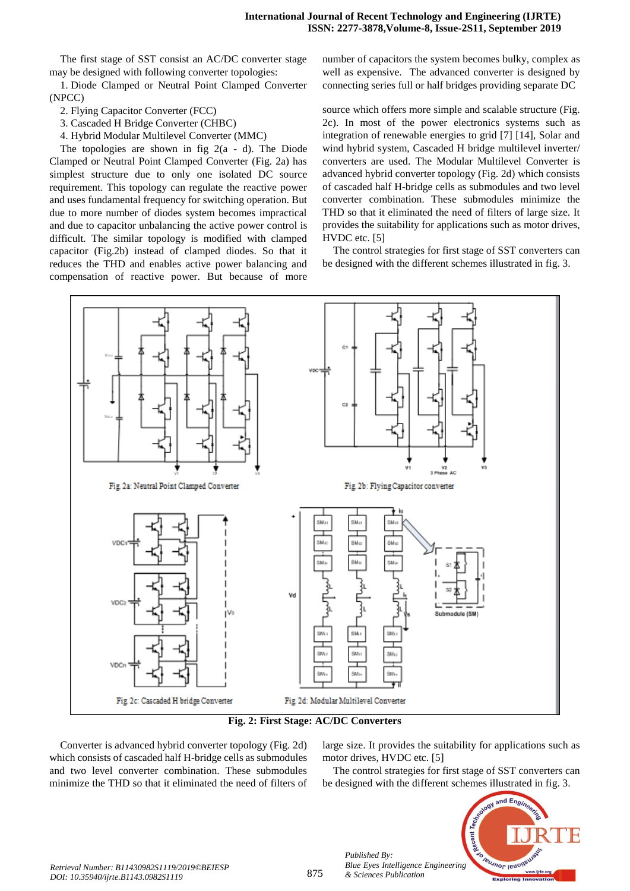The first stage of SST consist an AC/DC converter stage may be designed with following converter topologies:

1. Diode Clamped or Neutral Point Clamped Converter (NPCC)
2. Flying Capacitor Converter (FCC)
3. Cascaded H Bridge Converter (CHBC)
4. Hybrid Modular Multilevel Converter (MMC)

The topologies are shown in fig 2(a - d). The Diode Clamped or Neutral Point Clamped Converter (Fig. 2a) has simplest structure due to only one isolated DC source requirement. This topology can regulate the reactive power and uses fundamental frequency for switching operation. But due to more number of diodes system becomes impractical and due to capacitor unbalancing the active power control is difficult. The similar topology is modified with clamped capacitor (Fig.2b) instead of clamped diodes. So that it reduces the THD and enables active power balancing and compensation of reactive power. But because of more number of capacitors the system becomes bulky, complex as well as expensive. The advanced converter is designed by connecting series full or half bridges providing separate DC source which offers more simple and scalable structure (Fig. 2c). In most of the power electronics systems such as integration of renewable energies to grid [7] [14], Solar and wind hybrid system, Cascaded H bridge multilevel inverter/ converters are used. The Modular Multilevel Converter is advanced hybrid converter topology (Fig. 2d) which consists of cascaded half H-bridge cells as submodules and two level converter combination. These submodules minimize the THD so that it eliminated the need of filters of large size. It provides the suitability for applications such as motor drives, HVDC etc. [5]

The control strategies for first stage of SST converters can be designed with the different schemes illustrated in fig. 3.

Fig 2a: Neutral Point Clamped Converter

Fig 2b: Flying Capacitor converter

Fig 2c: Cascaded H bridge Converter

Fig 2d: Modular Multilevel Converter

**Fig. 2: First Stage: AC/DC Converters**

Converter is advanced hybrid converter topology (Fig. 2d) which consists of cascaded half H-bridge cells as submodules and two level converter combination. These submodules minimize the THD so that it eliminated the need of filters of large size. It provides the suitability for applications such as motor drives, HVDC etc. [5]

The control strategies for first stage of SST converters can be designed with the different schemes illustrated in fig. 3.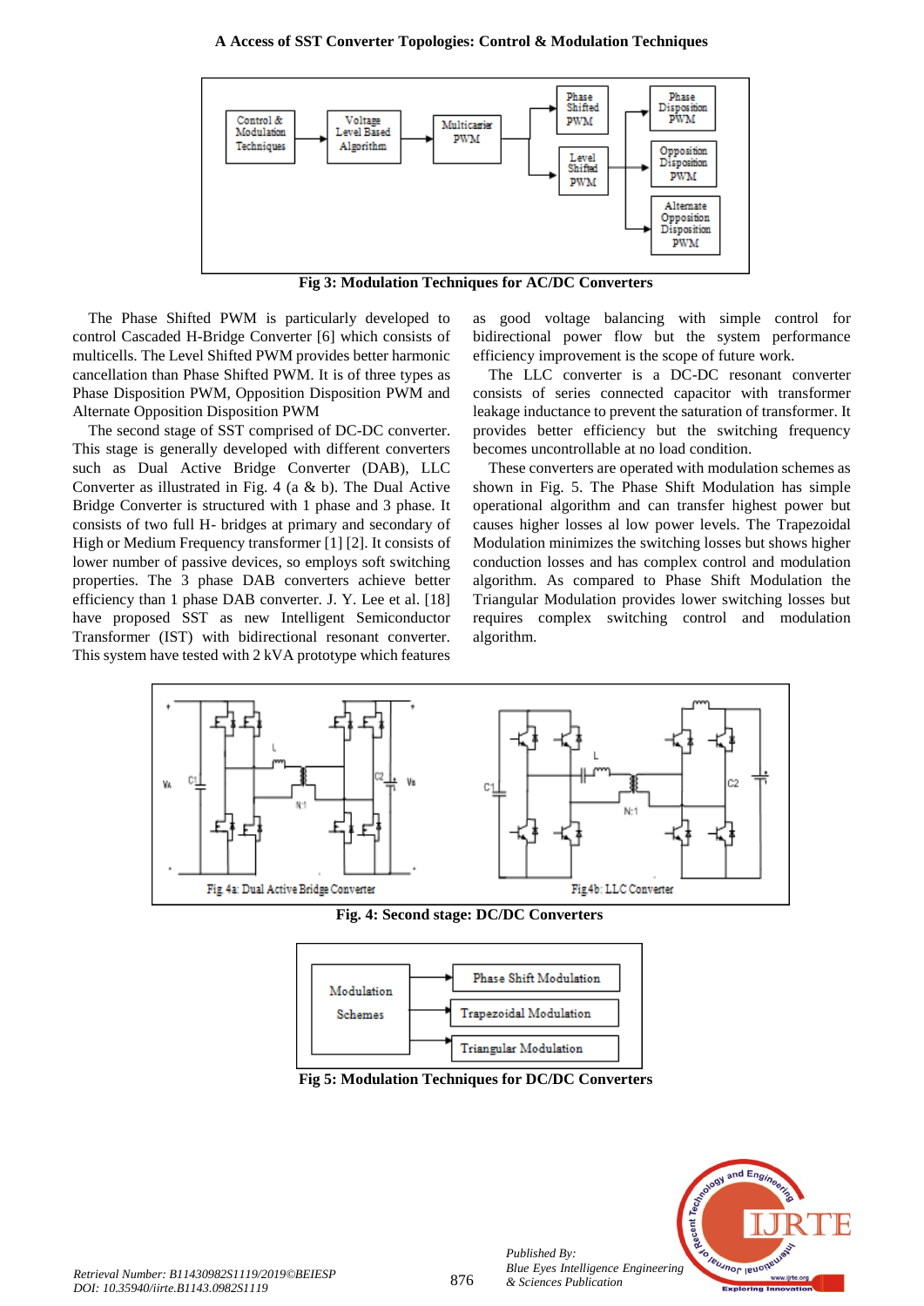Fig 3: Modulation Techniques for AC/DC Converters

The Phase Shifted PWM is particularly developed to control Cascaded H-Bridge Converter [6] which consists of multicells. The Level Shifted PWM provides better harmonic cancellation than Phase Shifted PWM. It is of three types as Phase Disposition PWM, Opposition Disposition PWM and Alternate Opposition Disposition PWM

The second stage of SST comprised of DC-DC converter. This stage is generally developed with different converters such as Dual Active Bridge Converter (DAB), LLC Converter as illustrated in Fig. 4 (a & b). The Dual Active Bridge Converter is structured with 1 phase and 3 phase. It consists of two full H- bridges at primary and secondary of High or Medium Frequency transformer [1] [2]. It consists of lower number of passive devices, so employs soft switching properties. The 3 phase DAB converters achieve better efficiency than 1 phase DAB converter. J. Y. Lee et al. [18] have proposed SST as new Intelligent Semiconductor Transformer (IST) with bidirectional resonant converter. This system have tested with 2 kVA prototype which features as good voltage balancing with simple control for bidirectional power flow but the system performance efficiency improvement is the scope of future work.

The LLC converter is a DC-DC resonant converter consists of series connected capacitor with transformer leakage inductance to prevent the saturation of transformer. It provides better efficiency but the switching frequency becomes uncontrollable at no load condition.

These converters are operated with modulation schemes as shown in Fig. 5. The Phase Shift Modulation has simple operational algorithm and can transfer highest power but causes higher losses al low power levels. The Trapezoidal Modulation minimizes the switching losses but shows higher conduction losses and has complex control and modulation algorithm. As compared to Phase Shift Modulation the Triangular Modulation provides lower switching losses but requires complex switching control and modulation algorithm.

Fig 4a: Dual Active Bridge Converter

Fig 4b: LLC Converter

Fig. 4: Second stage: DC/DC Converters

Fig 5: Modulation Techniques for DC/DC Converters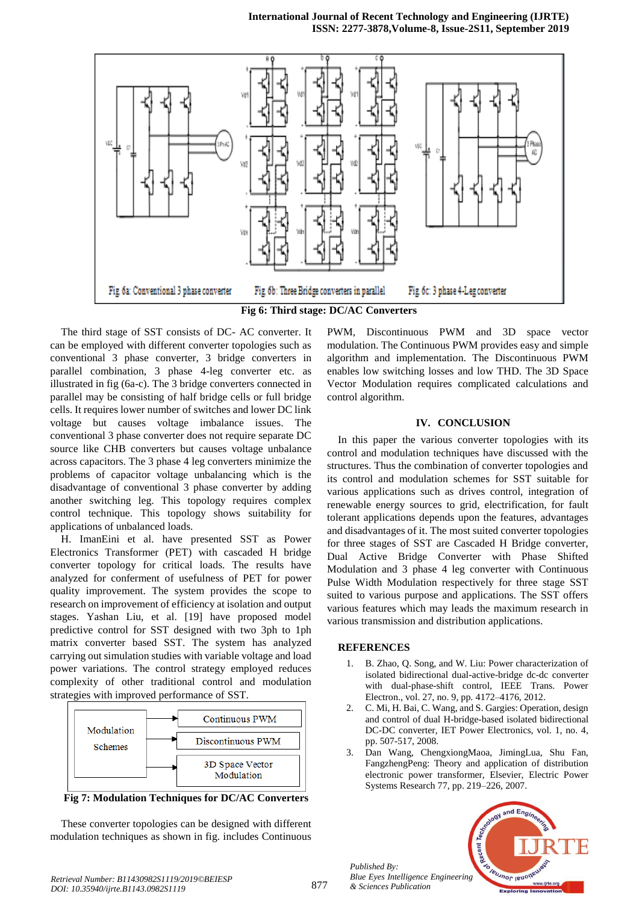Fig 6a: Conventional 3 phase converter Fig 6b: Three Bridge converters in parallel Fig 6c: 3 phase 4-Leg converter

**Fig 6: Third stage: DC/AC Converters**

The third stage of SST consists of DC- AC converter. It can be employed with different converter topologies such as conventional 3 phase converter, 3 bridge converters in parallel combination, 3 phase 4-leg converter etc. as illustrated in fig (6a-c). The 3 bridge converters connected in parallel may be consisting of half bridge cells or full bridge cells. It requires lower number of switches and lower DC link voltage but causes voltage imbalance issues. The conventional 3 phase converter does not require separate DC source like CHB converters but causes voltage unbalance across capacitors. The 3 phase 4 leg converters minimize the problems of capacitor voltage unbalancing which is the disadvantage of conventional 3 phase converter by adding another switching leg. This topology requires complex control technique. This topology shows suitability for applications of unbalanced loads.

H. ImanEini et al. have presented SST as Power Electronics Transformer (PET) with cascaded H bridge converter topology for critical loads. The results have analyzed for conferment of usefulness of PET for power quality improvement. The system provides the scope to research on improvement of efficiency at isolation and output stages. Yashan Liu, et al. [19] have proposed model predictive control for SST designed with two 3ph to 1ph matrix converter based SST. The system has analyzed carrying out simulation studies with variable voltage and load power variations. The control strategy employed reduces complexity of other traditional control and modulation strategies with improved performance of SST.

Modulation Schemes → Continuous PWM; Discontinuous PWM; 3D Space Vector Modulation

**Fig 7: Modulation Techniques for DC/AC Converters**

These converter topologies can be designed with different modulation techniques as shown in fig. includes Continuous PWM, Discontinuous PWM and 3D space vector modulation. The Continuous PWM provides easy and simple algorithm and implementation. The Discontinuous PWM enables low switching losses and low THD. The 3D Space Vector Modulation requires complicated calculations and control algorithm.

## IV. CONCLUSION

In this paper the various converter topologies with its control and modulation techniques have discussed with the structures. Thus the combination of converter topologies and its control and modulation schemes for SST suitable for various applications such as drives control, integration of renewable energy sources to grid, electrification, for fault tolerant applications depends upon the features, advantages and disadvantages of it. The most suited converter topologies for three stages of SST are Cascaded H Bridge converter, Dual Active Bridge Converter with Phase Shifted Modulation and 3 phase 4 leg converter with Continuous Pulse Width Modulation respectively for three stage SST suited to various purpose and applications. The SST offers various features which may leads the maximum research in various transmission and distribution applications.

## REFERENCES

1. B. Zhao, Q. Song, and W. Liu: Power characterization of isolated bidirectional dual-active-bridge dc-dc converter with dual-phase-shift control, IEEE Trans. Power Electron., vol. 27, no. 9, pp. 4172–4176, 2012.
2. C. Mi, H. Bai, C. Wang, and S. Gargies: Operation, design and control of dual H-bridge-based isolated bidirectional DC-DC converter, IET Power Electronics, vol. 1, no. 4, pp. 507-517, 2008.
3. Dan Wang, ChengxiongMaoa, JimingLua, Shu Fan, FangzhengPeng: Theory and application of distribution electronic power transformer, Elsevier, Electric Power Systems Research 77, pp. 219–226, 2007.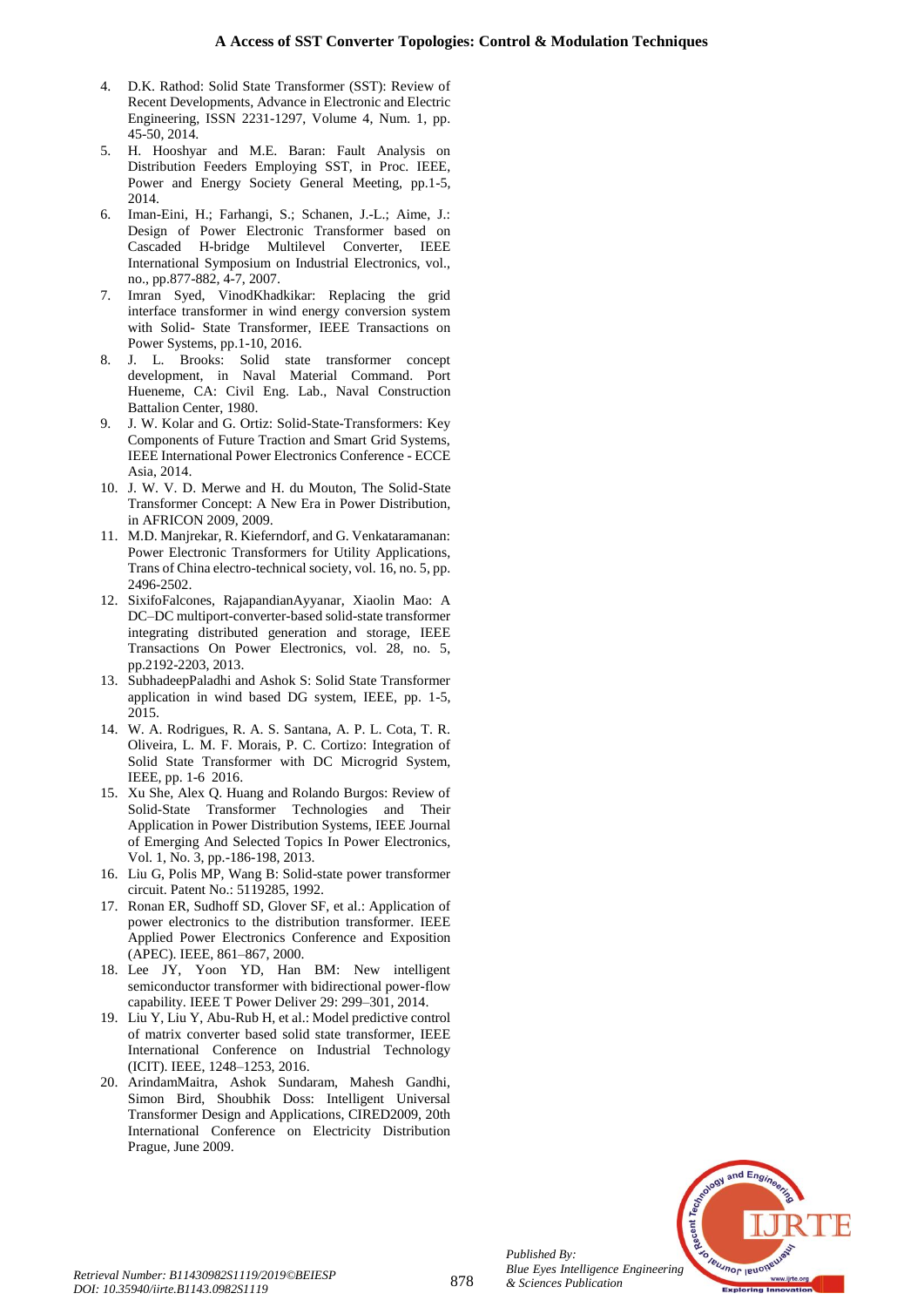4. D.K. Rathod: Solid State Transformer (SST): Review of Recent Developments, Advance in Electronic and Electric Engineering, ISSN 2231-1297, Volume 4, Num. 1, pp. 45-50, 2014.
5. H. Hooshyar and M.E. Baran: Fault Analysis on Distribution Feeders Employing SST, in Proc. IEEE, Power and Energy Society General Meeting, pp.1-5, 2014.
6. Iman-Eini, H.; Farhangi, S.; Schanen, J.-L.; Aime, J.: Design of Power Electronic Transformer based on Cascaded H-bridge Multilevel Converter, IEEE International Symposium on Industrial Electronics, vol., no., pp.877-882, 4-7, 2007.
7. Imran Syed, VinodKhadkikar: Replacing the grid interface transformer in wind energy conversion system with Solid- State Transformer, IEEE Transactions on Power Systems, pp.1-10, 2016.
8. J. L. Brooks: Solid state transformer concept development, in Naval Material Command. Port Hueneme, CA: Civil Eng. Lab., Naval Construction Battalion Center, 1980.
9. J. W. Kolar and G. Ortiz: Solid-State-Transformers: Key Components of Future Traction and Smart Grid Systems, IEEE International Power Electronics Conference - ECCE Asia, 2014.
10. J. W. V. D. Merwe and H. du Mouton, The Solid-State Transformer Concept: A New Era in Power Distribution, in AFRICON 2009, 2009.
11. M.D. Manjrekar, R. Kieferndorf, and G. Venkataramanan: Power Electronic Transformers for Utility Applications, Trans of China electro-technical society, vol. 16, no. 5, pp. 2496-2502.
12. SixifoFalcones, RajapandianAyyanar, Xiaolin Mao: A DC–DC multiport-converter-based solid-state transformer integrating distributed generation and storage, IEEE Transactions On Power Electronics, vol. 28, no. 5, pp.2192-2203, 2013.
13. SubhadeepPaladhi and Ashok S: Solid State Transformer application in wind based DG system, IEEE, pp. 1-5, 2015.
14. W. A. Rodrigues, R. A. S. Santana, A. P. L. Cota, T. R. Oliveira, L. M. F. Morais, P. C. Cortizo: Integration of Solid State Transformer with DC Microgrid System, IEEE, pp. 1-6 2016.
15. Xu She, Alex Q. Huang and Rolando Burgos: Review of Solid-State Transformer Technologies and Their Application in Power Distribution Systems, IEEE Journal of Emerging And Selected Topics In Power Electronics, Vol. 1, No. 3, pp.-186-198, 2013.
16. Liu G, Polis MP, Wang B: Solid-state power transformer circuit. Patent No.: 5119285, 1992.
17. Ronan ER, Sudhoff SD, Glover SF, et al.: Application of power electronics to the distribution transformer. IEEE Applied Power Electronics Conference and Exposition (APEC). IEEE, 861–867, 2000.
18. Lee JY, Yoon YD, Han BM: New intelligent semiconductor transformer with bidirectional power-flow capability. IEEE T Power Deliver 29: 299–301, 2014.
19. Liu Y, Liu Y, Abu-Rub H, et al.: Model predictive control of matrix converter based solid state transformer, IEEE International Conference on Industrial Technology (ICIT). IEEE, 1248–1253, 2016.
20. ArindamMaitra, Ashok Sundaram, Mahesh Gandhi, Simon Bird, Shoubhik Doss: Intelligent Universal Transformer Design and Applications, CIRED2009, 20th International Conference on Electricity Distribution Prague, June 2009.